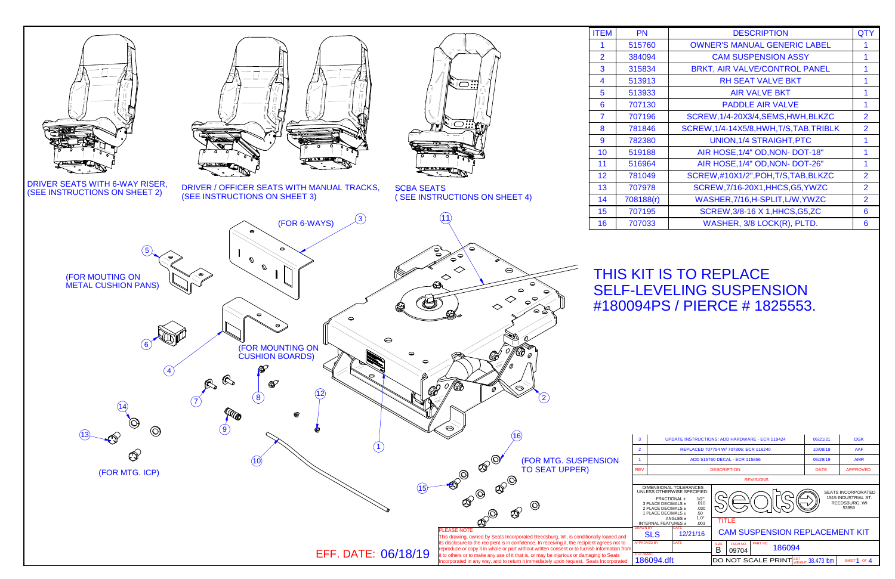| ITEM | PN | DESCRIPTION | QTY |
|---|---|---|---|
| 1 | 515760 | OWNER'S MANUAL GENERIC LABEL | 1 |
| 2 | 384094 | CAM SUSPENSION ASSY | 1 |
| 3 | 315834 | BRKT, AIR VALVE/CONTROL PANEL | 1 |
| 4 | 513913 | RH SEAT VALVE BKT | 1 |
| 5 | 513933 | AIR VALVE BKT | 1 |
| 6 | 707130 | PADDLE AIR VALVE | 1 |
| 7 | 707196 | SCREW,1/4-20X3/4,SEMS,HWH,BLKZC | 2 |
| 8 | 781846 | SCREW,1/4-14X5/8,HWH,T/S,TAB,TRIBLK | 2 |
| 9 | 782380 | UNION,1/4 STRAIGHT,PTC | 1 |
| 10 | 519188 | AIR HOSE,1/4" OD,NON- DOT-18" | 1 |
| 11 | 516964 | AIR HOSE,1/4" OD,NON- DOT-26" | 1 |
| 12 | 781049 | SCREW,#10X1/2",POH,T/S,TAB,BLKZC | 2 |
| 13 | 707978 | SCREW,7/16-20X1,HHCS,G5,YWZC | 2 |
| 14 | 708188(r) | WASHER,7/16,H-SPLIT,L/W,YWZC | 2 |
| 15 | 707195 | SCREW,3/8-16 X 1,HHCS,G5,ZC | 6 |
| 16 | 707033 | WASHER, 3/8 LOCK(R), PLTD. | 6 |

DRIVER SEATS WITH 6-WAY RISER, (SEE INSTRUCTIONS ON SHEET 2)

DRIVER / OFFICER SEATS WITH MANUAL TRACKS, (SEE INSTRUCTIONS ON SHEET 3)

SCBA SEATS ( SEE INSTRUCTIONS ON SHEET 4)

# THIS KIT IS TO REPLACE SELF-LEVELING SUSPENSION #180094PS / PIERCE # 1825553.

(FOR 6-WAYS) 3

5 (FOR MOUTING ON METAL CUSHION PANS)

6

4 (FOR MOUNTING ON CUSHION BOARDS)

7 8 9 12 14 13 (FOR MTG. ICP)

10 11 1 2 15 16 (FOR MTG. SUSPENSION TO SEAT UPPER)

EFF. DATE: 06/18/19

| REV | DESCRIPTION | DATE | APPROVED |
|---|---|---|---|
| 3 | UPDATE INSTRUCTIONS; ADD HARDWARE - ECR 119424 | 06/21/21 | DGK |
| 2 | REPLACED 707754 W/ 707806; ECR 116240 | 10/08/19 | AAF |
| 1 | ADD 515760 DECAL - ECR 115856 | 05/29/19 | AMR |

REVISIONS

DIMENSIONAL TOLERANCES UNLESS OTHERWISE SPECIFIED:
FRACTIONAL ± 1/2"
3 PLACE DECIMALS ± .010
2 PLACE DECIMALS ± .030
1 PLACE DECIMALS ± .50
ANGLES ± 1.0°
INTERNAL FEATURES ± .003

SEATS INCORPORATED 1515 INDUSTRIAL ST. REEDSBURG, WI 53959

DRAWN BY: SLS DATE: 12/21/16

APPROVED BY / DATE

TITLE: CAM SUSPENSION REPLACEMENT KIT

SIZE: B FSCM NO: 09704 PART NO: 186094

FILE NAME: 186094.dft

DO NOT SCALE PRINT EST. WEIGHT 38.473 lbm

PLEASE NOTE
This drawing, owned by Seats Incorporated Reedsburg, WI, is conditionally loaned and its disclosure to the recipient is in confidence. In receiving it, the recipient agrees not to reproduce or copy it in whole or part without written consent or to furnish information from it to others or to make any use of it that is, or may be injurious or damaging to Seats Incorporated in any way, and to return it immediately upon request. Seats Incorporated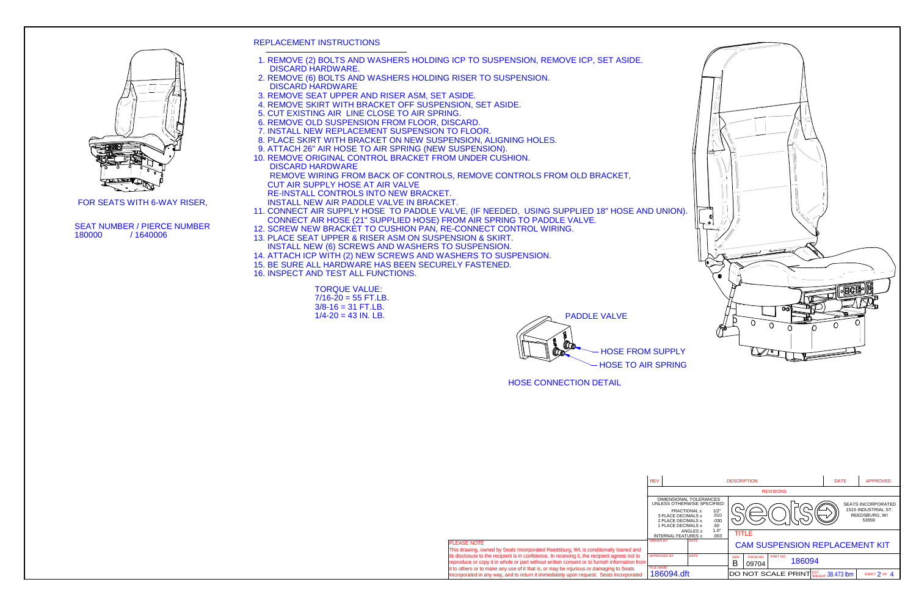## REPLACEMENT INSTRUCTIONS

1. REMOVE (2) BOLTS AND WASHERS HOLDING ICP TO SUSPENSION, REMOVE ICP, SET ASIDE. DISCARD HARDWARE.
2. REMOVE (6) BOLTS AND WASHERS HOLDING RISER TO SUSPENSION. DISCARD HARDWARE
3. REMOVE SEAT UPPER AND RISER ASM, SET ASIDE.
4. REMOVE SKIRT WITH BRACKET OFF SUSPENSION, SET ASIDE.
5. CUT EXISTING AIR LINE CLOSE TO AIR SPRING.
6. REMOVE OLD SUSPENSION FROM FLOOR, DISCARD.
7. INSTALL NEW REPLACEMENT SUSPENSION TO FLOOR.
8. PLACE SKIRT WITH BRACKET ON NEW SUSPENSION, ALIGNING HOLES.
9. ATTACH 26" AIR HOSE TO AIR SPRING (NEW SUSPENSION).
10. REMOVE ORIGINAL CONTROL BRACKET FROM UNDER CUSHION. DISCARD HARDWARE
    REMOVE WIRING FROM BACK OF CONTROLS, REMOVE CONTROLS FROM OLD BRACKET,
    CUT AIR SUPPLY HOSE AT AIR VALVE
    RE-INSTALL CONTROLS INTO NEW BRACKET.
    INSTALL NEW AIR PADDLE VALVE IN BRACKET.
11. CONNECT AIR SUPPLY HOSE TO PADDLE VALVE, (IF NEEDED, USING SUPPLIED 18" HOSE AND UNION). CONNECT AIR HOSE (21" SUPPLIED HOSE) FROM AIR SPRING TO PADDLE VALVE.
12. SCREW NEW BRACKET TO CUSHION PAN, RE-CONNECT CONTROL WIRING.
13. PLACE SEAT UPPER & RISER ASM ON SUSPENSION & SKIRT. INSTALL NEW (6) SCREWS AND WASHERS TO SUSPENSION.
14. ATTACH ICP WITH (2) NEW SCREWS AND WASHERS TO SUSPENSION.
15. BE SURE ALL HARDWARE HAS BEEN SECURELY FASTENED.
16. INSPECT AND TEST ALL FUNCTIONS.

TORQUE VALUE:
7/16-20 = 55 FT.LB.
3/8-16 = 31 FT.LB.
1/4-20 = 43 IN. LB.

FOR SEATS WITH 6-WAY RISER,

SEAT NUMBER / PIERCE NUMBER
180000 / 1640006

PADDLE VALVE

— HOSE FROM SUPPLY

— HOSE TO AIR SPRING

HOSE CONNECTION DETAIL

| REV | DESCRIPTION | DATE | APPROVED |
|---|---|---|---|
| | REVISIONS | | |

DIMENSIONAL TOLERANCES UNLESS OTHERWISE SPECIFIED:

| | |
|---|---|
| FRACTIONAL ± | 1/2" |
| 3 PLACE DECIMALS ± | .010 |
| 2 PLACE DECIMALS ± | .030 |
| 1 PLACE DECIMALS ± | .50 |
| ANGLES ± | 1.0° |
| INTERNAL FEATURES ± | .003 |

SEATS INCORPORATED
1515 INDUSTRIAL ST.
REEDSBURG, WI
53959

TITLE: CAM SUSPENSION REPLACEMENT KIT

DRAWN BY: | DATE:
APPROVED BY: | DATE:
FILE NAME: 186094.dft

SIZE: B | FSCM NO: 09704 | PART NO: 186094

DO NOT SCALE PRINT | EST. WEIGHT 38.473 lbm | SHEET 2 OF 4

PLEASE NOTE
This drawing, owned by Seats Incorporated Reedsburg, WI, is conditionally loaned and its disclosure to the recipient is in confidence. In receiving it, the recipient agrees not to reproduce or copy it in whole or part without written consent or to furnish information from it to others or to make any use of it that is, or may be injurious or damaging to Seats Incorporated in any way, and to return it immediately upon request. Seats Incorporated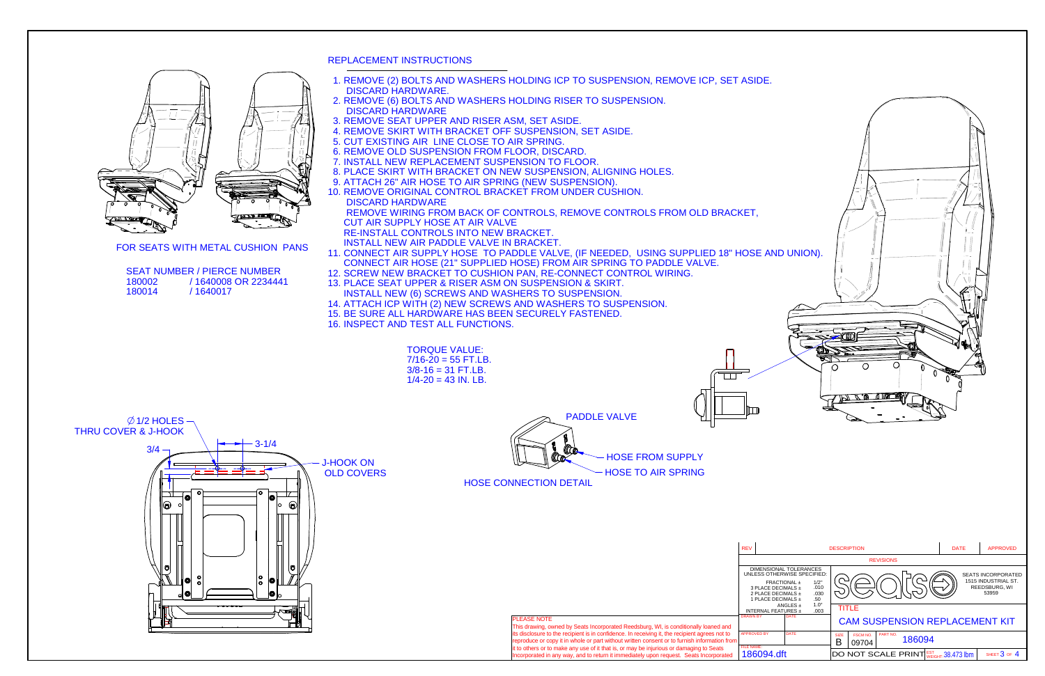## REPLACEMENT INSTRUCTIONS

1. REMOVE (2) BOLTS AND WASHERS HOLDING ICP TO SUSPENSION, REMOVE ICP, SET ASIDE. DISCARD HARDWARE.
2. REMOVE (6) BOLTS AND WASHERS HOLDING RISER TO SUSPENSION. DISCARD HARDWARE
3. REMOVE SEAT UPPER AND RISER ASM, SET ASIDE.
4. REMOVE SKIRT WITH BRACKET OFF SUSPENSION, SET ASIDE.
5. CUT EXISTING AIR LINE CLOSE TO AIR SPRING.
6. REMOVE OLD SUSPENSION FROM FLOOR, DISCARD.
7. INSTALL NEW REPLACEMENT SUSPENSION TO FLOOR.
8. PLACE SKIRT WITH BRACKET ON NEW SUSPENSION, ALIGNING HOLES.
9. ATTACH 26" AIR HOSE TO AIR SPRING (NEW SUSPENSION).
10. REMOVE ORIGINAL CONTROL BRACKET FROM UNDER CUSHION.
    DISCARD HARDWARE
    REMOVE WIRING FROM BACK OF CONTROLS, REMOVE CONTROLS FROM OLD BRACKET,
    CUT AIR SUPPLY HOSE AT AIR VALVE
    RE-INSTALL CONTROLS INTO NEW BRACKET.
    INSTALL NEW AIR PADDLE VALVE IN BRACKET.
11. CONNECT AIR SUPPLY HOSE TO PADDLE VALVE, (IF NEEDED, USING SUPPLIED 18" HOSE AND UNION).
    CONNECT AIR HOSE (21" SUPPLIED HOSE) FROM AIR SPRING TO PADDLE VALVE.
12. SCREW NEW BRACKET TO CUSHION PAN, RE-CONNECT CONTROL WIRING.
13. PLACE SEAT UPPER & RISER ASM ON SUSPENSION & SKIRT.
    INSTALL NEW (6) SCREWS AND WASHERS TO SUSPENSION.
14. ATTACH ICP WITH (2) NEW SCREWS AND WASHERS TO SUSPENSION.
15. BE SURE ALL HARDWARE HAS BEEN SECURELY FASTENED.
16. INSPECT AND TEST ALL FUNCTIONS.

TORQUE VALUE:
7/16-20 = 55 FT.LB.
3/8-16 = 31 FT.LB.
1/4-20 = 43 IN. LB.

FOR SEATS WITH METAL CUSHION PANS

| SEAT NUMBER | PIERCE NUMBER |
|---|---|
| 180002 | 1640008 OR 2234441 |
| 180014 | 1640017 |

∅ 1/2 HOLES THRU COVER & J-HOOK

3/4

3-1/4

J-HOOK ON OLD COVERS

PADDLE VALVE

HOSE FROM SUPPLY

HOSE TO AIR SPRING

HOSE CONNECTION DETAIL

| REV | DESCRIPTION | DATE | APPROVED |
|---|---|---|---|
| | REVISIONS | | |

DIMENSIONAL TOLERANCES UNLESS OTHERWISE SPECIFIED:
FRACTIONAL ± 1/2"
3 PLACE DECIMALS ± .010
2 PLACE DECIMALS ± .030
1 PLACE DECIMALS ± .50
ANGLES ± 1.0°
INTERNAL FEATURES ± .003

DRAWN BY / DATE
APPROVED BY / DATE
FILE NAME: 186094.dft

SEATS INCORPORATED
1515 INDUSTRIAL ST.
REEDSBURG, WI
53959

TITLE: CAM SUSPENSION REPLACEMENT KIT

SIZE: B FSCM NO: 09704 PART NO: 186094

DO NOT SCALE PRINT EST WEIGHT 38.473 lbm SHEET 3 OF 4

PLEASE NOTE
This drawing, owned by Seats Incorporated Reedsburg, WI, is conditionally loaned and its disclosure to the recipient is in confidence. In receiving it, the recipient agrees not to reproduce or copy it in whole or part without written consent or to furnish information from it to others or to make any use of it that is, or may be injurious or damaging to Seats Incorporated in any way, and to return it immediately upon request. Seats Incorporated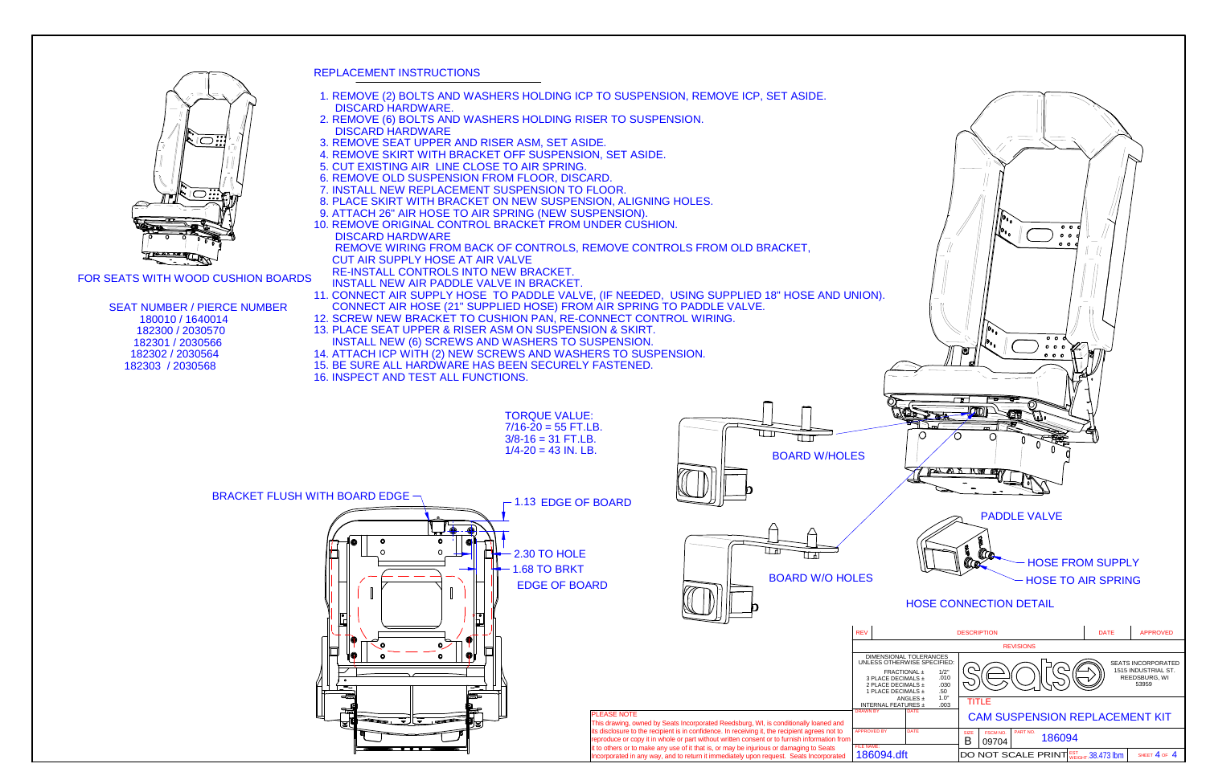## REPLACEMENT INSTRUCTIONS

1. REMOVE (2) BOLTS AND WASHERS HOLDING ICP TO SUSPENSION, REMOVE ICP, SET ASIDE. DISCARD HARDWARE.
2. REMOVE (6) BOLTS AND WASHERS HOLDING RISER TO SUSPENSION. DISCARD HARDWARE
3. REMOVE SEAT UPPER AND RISER ASM, SET ASIDE.
4. REMOVE SKIRT WITH BRACKET OFF SUSPENSION, SET ASIDE.
5. CUT EXISTING AIR LINE CLOSE TO AIR SPRING.
6. REMOVE OLD SUSPENSION FROM FLOOR, DISCARD.
7. INSTALL NEW REPLACEMENT SUSPENSION TO FLOOR.
8. PLACE SKIRT WITH BRACKET ON NEW SUSPENSION, ALIGNING HOLES.
9. ATTACH 26" AIR HOSE TO AIR SPRING (NEW SUSPENSION).
10. REMOVE ORIGINAL CONTROL BRACKET FROM UNDER CUSHION.
    DISCARD HARDWARE
    REMOVE WIRING FROM BACK OF CONTROLS, REMOVE CONTROLS FROM OLD BRACKET,
    CUT AIR SUPPLY HOSE AT AIR VALVE
    RE-INSTALL CONTROLS INTO NEW BRACKET.
    INSTALL NEW AIR PADDLE VALVE IN BRACKET.
11. CONNECT AIR SUPPLY HOSE TO PADDLE VALVE, (IF NEEDED, USING SUPPLIED 18" HOSE AND UNION).
    CONNECT AIR HOSE (21" SUPPLIED HOSE) FROM AIR SPRING TO PADDLE VALVE.
12. SCREW NEW BRACKET TO CUSHION PAN, RE-CONNECT CONTROL WIRING.
13. PLACE SEAT UPPER & RISER ASM ON SUSPENSION & SKIRT.
    INSTALL NEW (6) SCREWS AND WASHERS TO SUSPENSION.
14. ATTACH ICP WITH (2) NEW SCREWS AND WASHERS TO SUSPENSION.
15. BE SURE ALL HARDWARE HAS BEEN SECURELY FASTENED.
16. INSPECT AND TEST ALL FUNCTIONS.

FOR SEATS WITH WOOD CUSHION BOARDS

| SEAT NUMBER / PIERCE NUMBER |
|---|
| 180010 / 1640014 |
| 182300 / 2030570 |
| 182301 / 2030566 |
| 182302 / 2030564 |
| 182303 / 2030568 |

TORQUE VALUE:
7/16-20 = 55 FT.LB.
3/8-16 = 31 FT.LB.
1/4-20 = 43 IN. LB.

BRACKET FLUSH WITH BOARD EDGE

1.13 EDGE OF BOARD

2.30 TO HOLE

1.68 TO BRKT EDGE OF BOARD

BOARD W/HOLES

BOARD W/O HOLES

PADDLE VALVE

HOSE FROM SUPPLY

HOSE TO AIR SPRING

HOSE CONNECTION DETAIL

| REV | DESCRIPTION | DATE | APPROVED |
|---|---|---|---|
| | REVISIONS | | |

DIMENSIONAL TOLERANCES UNLESS OTHERWISE SPECIFIED:

| | |
|---|---|
| FRACTIONAL ± | 1/2" |
| 3 PLACE DECIMALS ± | .010 |
| 2 PLACE DECIMALS ± | .030 |
| 1 PLACE DECIMALS ± | .50 |
| ANGLES ± | 1.0° |
| INTERNAL FEATURES ± | .003 |

SEATS INCORPORATED
1515 INDUSTRIAL ST.
REEDSBURG, WI
53959

TITLE: CAM SUSPENSION REPLACEMENT KIT

DRAWN BY | DATE

APPROVED BY | DATE

SIZE: B | FSCM NO: 09704 | PART NO: 186094

FILE NAME: 186094.dft

DO NOT SCALE PRINT | EST. WEIGHT: 38.473 lbm | SHEET 4 OF 4

PLEASE NOTE
This drawing, owned by Seats Incorporated Reedsburg, WI, is conditionally loaned and its disclosure to the recipient is in confidence. In receiving it, the recipient agrees not to reproduce or copy it in whole or part without written consent or to furnish information from it to others or to make any use of it that is, or may be injurious or damaging to Seats Incorporated in any way, and to return it immediately upon request. Seats Incorporated